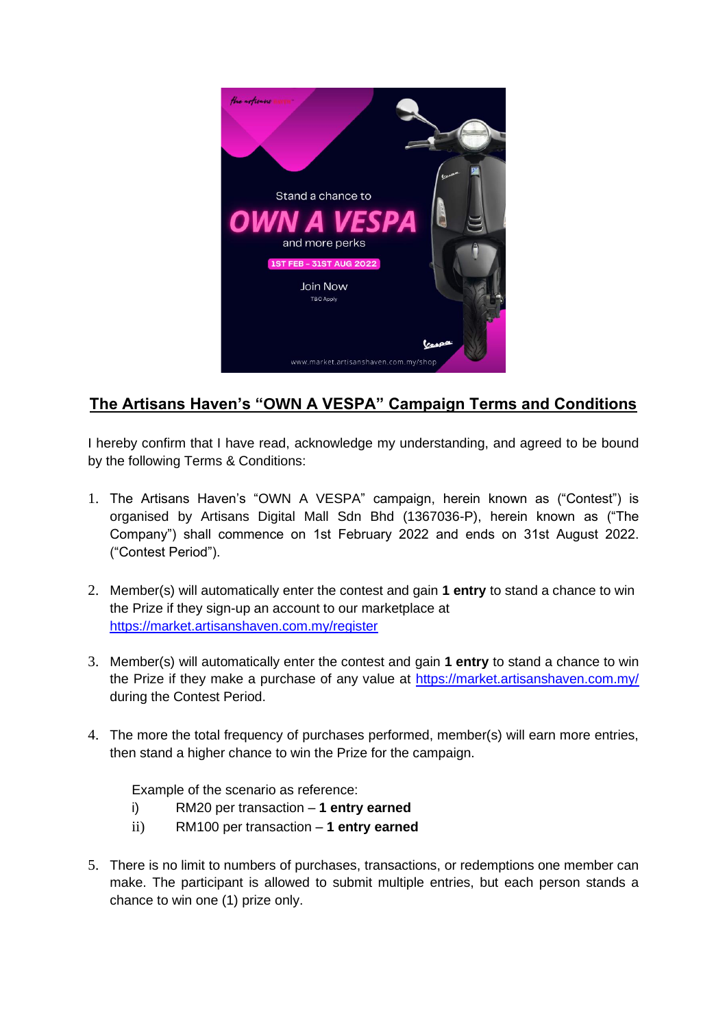## The Artisans Haven's "OWN A VESPA" Campaign Terms and Conditions

I hereby confirm that I have read, acknowledge my understanding, and agreed to be bound by the following Terms & Conditions:

1. The Artisans Haven's "OWN A VESPA" campaign, herein known as ("Contest") is organised by Artisans Digital Mall Sdn Bhd (1367036-P), herein known as ("The Company") shall commence on 1st February 2022 and ends on 31st August 2022. ("Contest Period").

2. Member(s) will automatically enter the contest and gain **1 entry** to stand a chance to win the Prize if they sign-up an account to our marketplace at https://market.artisanshaven.com.my/register

3. Member(s) will automatically enter the contest and gain **1 entry** to stand a chance to win the Prize if they make a purchase of any value at https://market.artisanshaven.com.my/ during the Contest Period.

4. The more the total frequency of purchases performed, member(s) will earn more entries, then stand a higher chance to win the Prize for the campaign.

   Example of the scenario as reference:
   i) RM20 per transaction – **1 entry earned**
   ii) RM100 per transaction – **1 entry earned**

5. There is no limit to numbers of purchases, transactions, or redemptions one member can make. The participant is allowed to submit multiple entries, but each person stands a chance to win one (1) prize only.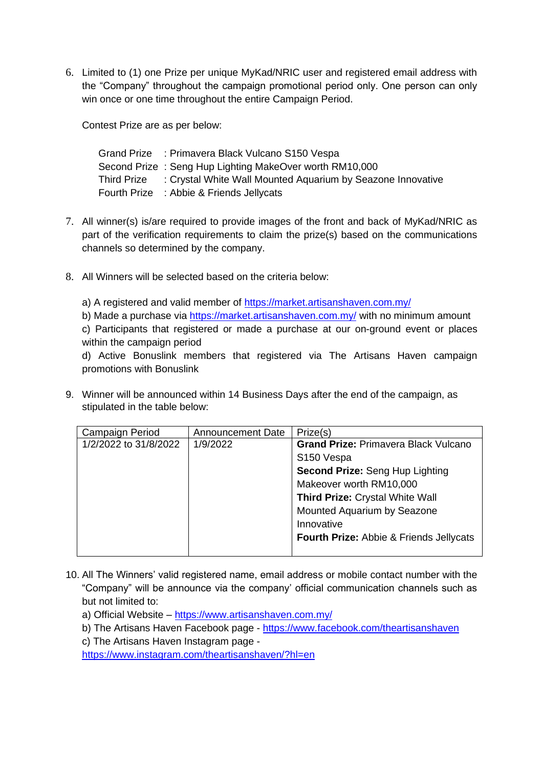6. Limited to (1) one Prize per unique MyKad/NRIC user and registered email address with the "Company" throughout the campaign promotional period only. One person can only win once or one time throughout the entire Campaign Period.

   Contest Prize are as per below:

   Grand Prize : Primavera Black Vulcano S150 Vespa
   Second Prize : Seng Hup Lighting MakeOver worth RM10,000
   Third Prize : Crystal White Wall Mounted Aquarium by Seazone Innovative
   Fourth Prize : Abbie & Friends Jellycats

7. All winner(s) is/are required to provide images of the front and back of MyKad/NRIC as part of the verification requirements to claim the prize(s) based on the communications channels so determined by the company.

8. All Winners will be selected based on the criteria below:

   a) A registered and valid member of https://market.artisanshaven.com.my/
   b) Made a purchase via https://market.artisanshaven.com.my/ with no minimum amount
   c) Participants that registered or made a purchase at our on-ground event or places within the campaign period
   d) Active Bonuslink members that registered via The Artisans Haven campaign promotions with Bonuslink

9. Winner will be announced within 14 Business Days after the end of the campaign, as stipulated in the table below:

| Campaign Period | Announcement Date | Prize(s) |
| --- | --- | --- |
| 1/2/2022 to 31/8/2022 | 1/9/2022 | **Grand Prize:** Primavera Black Vulcano S150 Vespa<br>**Second Prize:** Seng Hup Lighting Makeover worth RM10,000<br>**Third Prize:** Crystal White Wall Mounted Aquarium by Seazone Innovative<br>**Fourth Prize:** Abbie & Friends Jellycats |

10. All The Winners' valid registered name, email address or mobile contact number with the "Company" will be announce via the company' official communication channels such as but not limited to:
    a) Official Website – https://www.artisanshaven.com.my/
    b) The Artisans Haven Facebook page - https://www.facebook.com/theartisanshaven
    c) The Artisans Haven Instagram page - https://www.instagram.com/theartisanshaven/?hl=en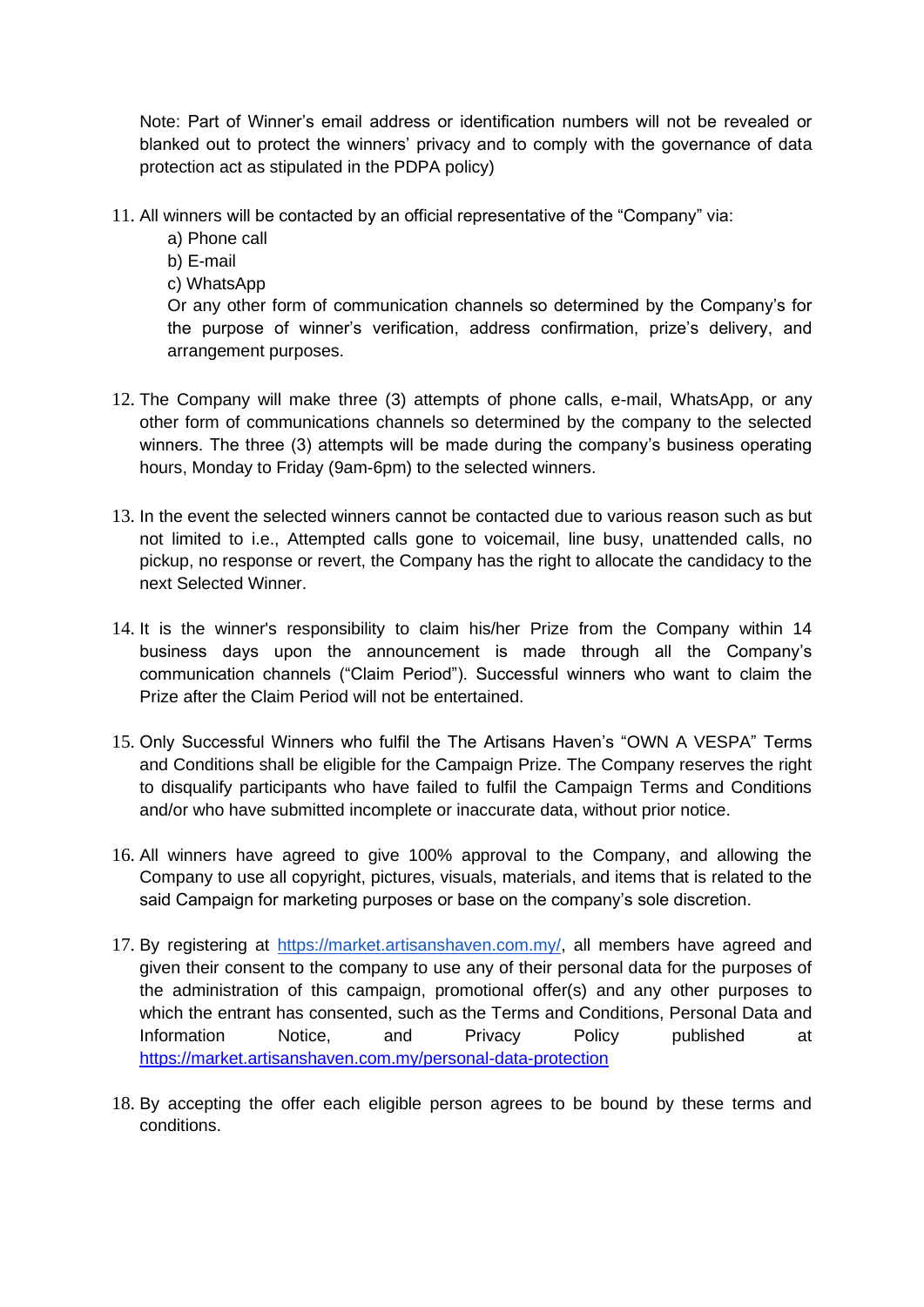Note: Part of Winner's email address or identification numbers will not be revealed or blanked out to protect the winners' privacy and to comply with the governance of data protection act as stipulated in the PDPA policy)

11. All winners will be contacted by an official representative of the "Company" via:
    a) Phone call
    b) E-mail
    c) WhatsApp
    Or any other form of communication channels so determined by the Company's for the purpose of winner's verification, address confirmation, prize's delivery, and arrangement purposes.

12. The Company will make three (3) attempts of phone calls, e-mail, WhatsApp, or any other form of communications channels so determined by the company to the selected winners. The three (3) attempts will be made during the company's business operating hours, Monday to Friday (9am-6pm) to the selected winners.

13. In the event the selected winners cannot be contacted due to various reason such as but not limited to i.e., Attempted calls gone to voicemail, line busy, unattended calls, no pickup, no response or revert, the Company has the right to allocate the candidacy to the next Selected Winner.

14. It is the winner's responsibility to claim his/her Prize from the Company within 14 business days upon the announcement is made through all the Company's communication channels ("Claim Period"). Successful winners who want to claim the Prize after the Claim Period will not be entertained.

15. Only Successful Winners who fulfil the The Artisans Haven's "OWN A VESPA" Terms and Conditions shall be eligible for the Campaign Prize. The Company reserves the right to disqualify participants who have failed to fulfil the Campaign Terms and Conditions and/or who have submitted incomplete or inaccurate data, without prior notice.

16. All winners have agreed to give 100% approval to the Company, and allowing the Company to use all copyright, pictures, visuals, materials, and items that is related to the said Campaign for marketing purposes or base on the company's sole discretion.

17. By registering at [https://market.artisanshaven.com.my/](https://market.artisanshaven.com.my/), all members have agreed and given their consent to the company to use any of their personal data for the purposes of the administration of this campaign, promotional offer(s) and any other purposes to which the entrant has consented, such as the Terms and Conditions, Personal Data and Information Notice, and Privacy Policy published at [https://market.artisanshaven.com.my/personal-data-protection](https://market.artisanshaven.com.my/personal-data-protection)

18. By accepting the offer each eligible person agrees to be bound by these terms and conditions.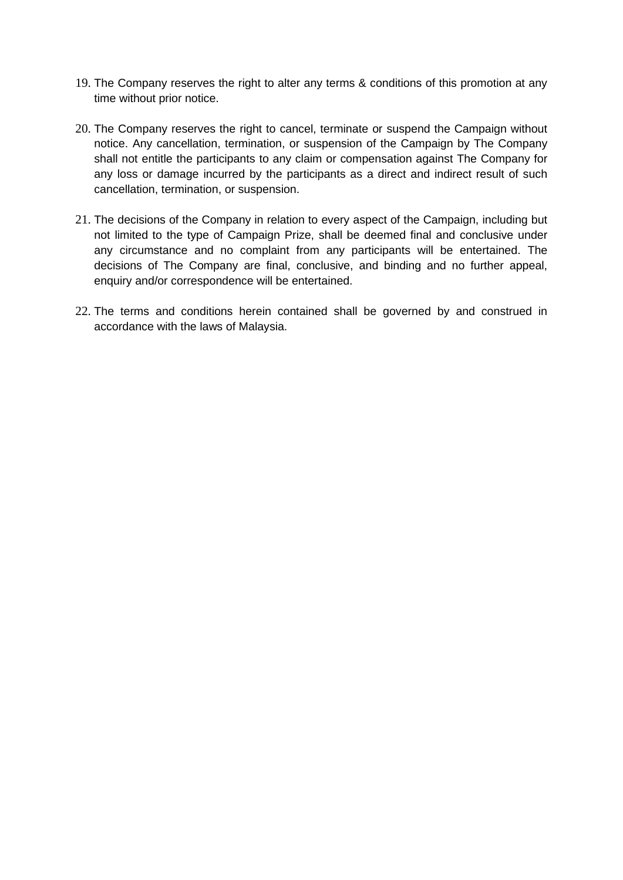19. The Company reserves the right to alter any terms & conditions of this promotion at any time without prior notice.

20. The Company reserves the right to cancel, terminate or suspend the Campaign without notice. Any cancellation, termination, or suspension of the Campaign by The Company shall not entitle the participants to any claim or compensation against The Company for any loss or damage incurred by the participants as a direct and indirect result of such cancellation, termination, or suspension.

21. The decisions of the Company in relation to every aspect of the Campaign, including but not limited to the type of Campaign Prize, shall be deemed final and conclusive under any circumstance and no complaint from any participants will be entertained. The decisions of The Company are final, conclusive, and binding and no further appeal, enquiry and/or correspondence will be entertained.

22. The terms and conditions herein contained shall be governed by and construed in accordance with the laws of Malaysia.